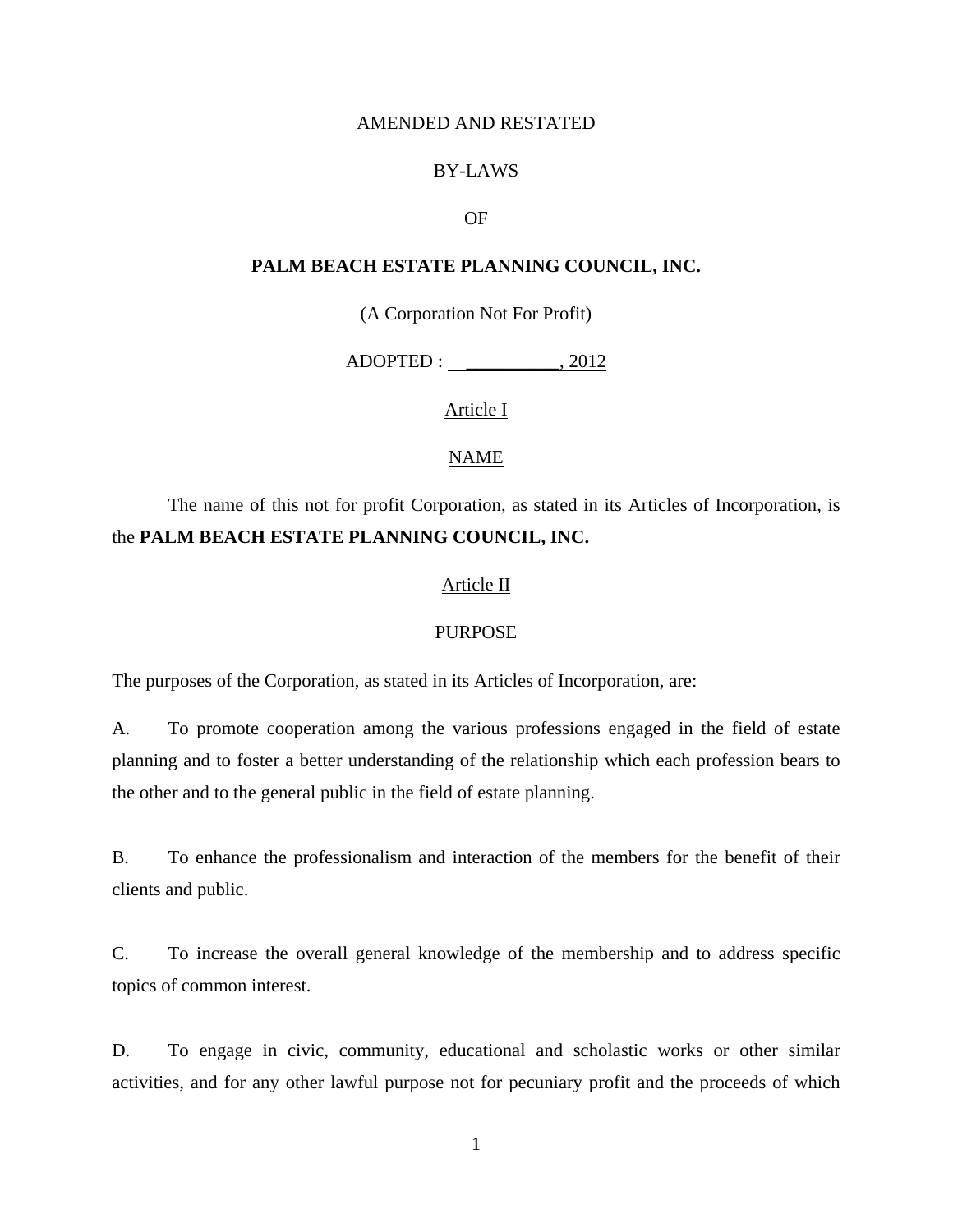AMENDED AND RESTATED

BY-LAWS

OF

**PALM BEACH ESTATE PLANNING COUNCIL, INC.**

(A Corporation Not For Profit)

ADOPTED : __________, 2012

## Article I

## NAME

The name of this not for profit Corporation, as stated in its Articles of Incorporation, is the **PALM BEACH ESTATE PLANNING COUNCIL, INC.**

## Article II

## PURPOSE

The purposes of the Corporation, as stated in its Articles of Incorporation, are:

A. To promote cooperation among the various professions engaged in the field of estate planning and to foster a better understanding of the relationship which each profession bears to the other and to the general public in the field of estate planning.

B. To enhance the professionalism and interaction of the members for the benefit of their clients and public.

C. To increase the overall general knowledge of the membership and to address specific topics of common interest.

D. To engage in civic, community, educational and scholastic works or other similar activities, and for any other lawful purpose not for pecuniary profit and the proceeds of which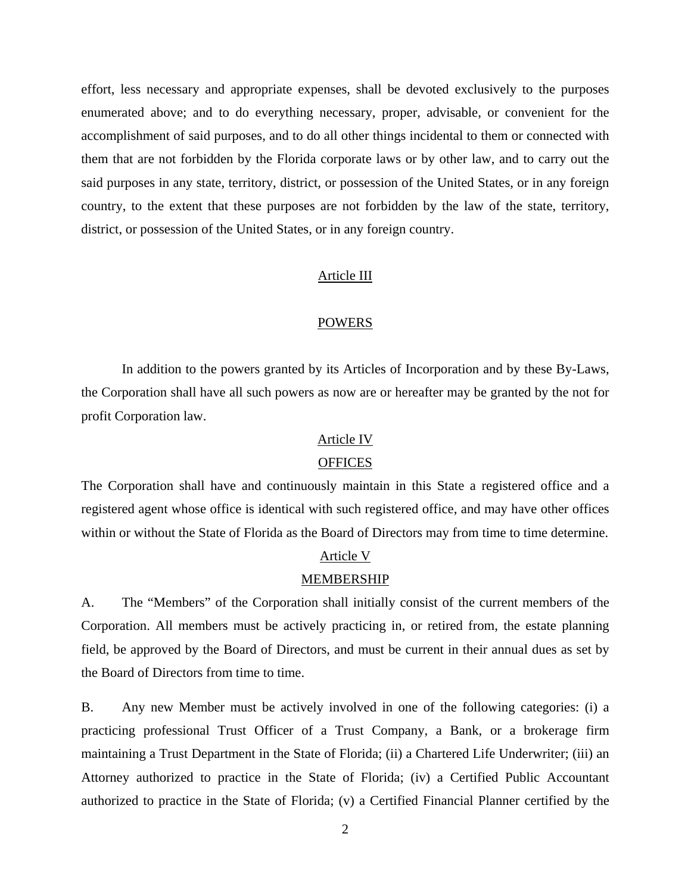effort, less necessary and appropriate expenses, shall be devoted exclusively to the purposes enumerated above; and to do everything necessary, proper, advisable, or convenient for the accomplishment of said purposes, and to do all other things incidental to them or connected with them that are not forbidden by the Florida corporate laws or by other law, and to carry out the said purposes in any state, territory, district, or possession of the United States, or in any foreign country, to the extent that these purposes are not forbidden by the law of the state, territory, district, or possession of the United States, or in any foreign country.

## Article III

## POWERS

In addition to the powers granted by its Articles of Incorporation and by these By-Laws, the Corporation shall have all such powers as now are or hereafter may be granted by the not for profit Corporation law.

## Article IV

## OFFICES

The Corporation shall have and continuously maintain in this State a registered office and a registered agent whose office is identical with such registered office, and may have other offices within or without the State of Florida as the Board of Directors may from time to time determine.

## Article V

## MEMBERSHIP

A. The "Members" of the Corporation shall initially consist of the current members of the Corporation. All members must be actively practicing in, or retired from, the estate planning field, be approved by the Board of Directors, and must be current in their annual dues as set by the Board of Directors from time to time.

B. Any new Member must be actively involved in one of the following categories: (i) a practicing professional Trust Officer of a Trust Company, a Bank, or a brokerage firm maintaining a Trust Department in the State of Florida; (ii) a Chartered Life Underwriter; (iii) an Attorney authorized to practice in the State of Florida; (iv) a Certified Public Accountant authorized to practice in the State of Florida; (v) a Certified Financial Planner certified by the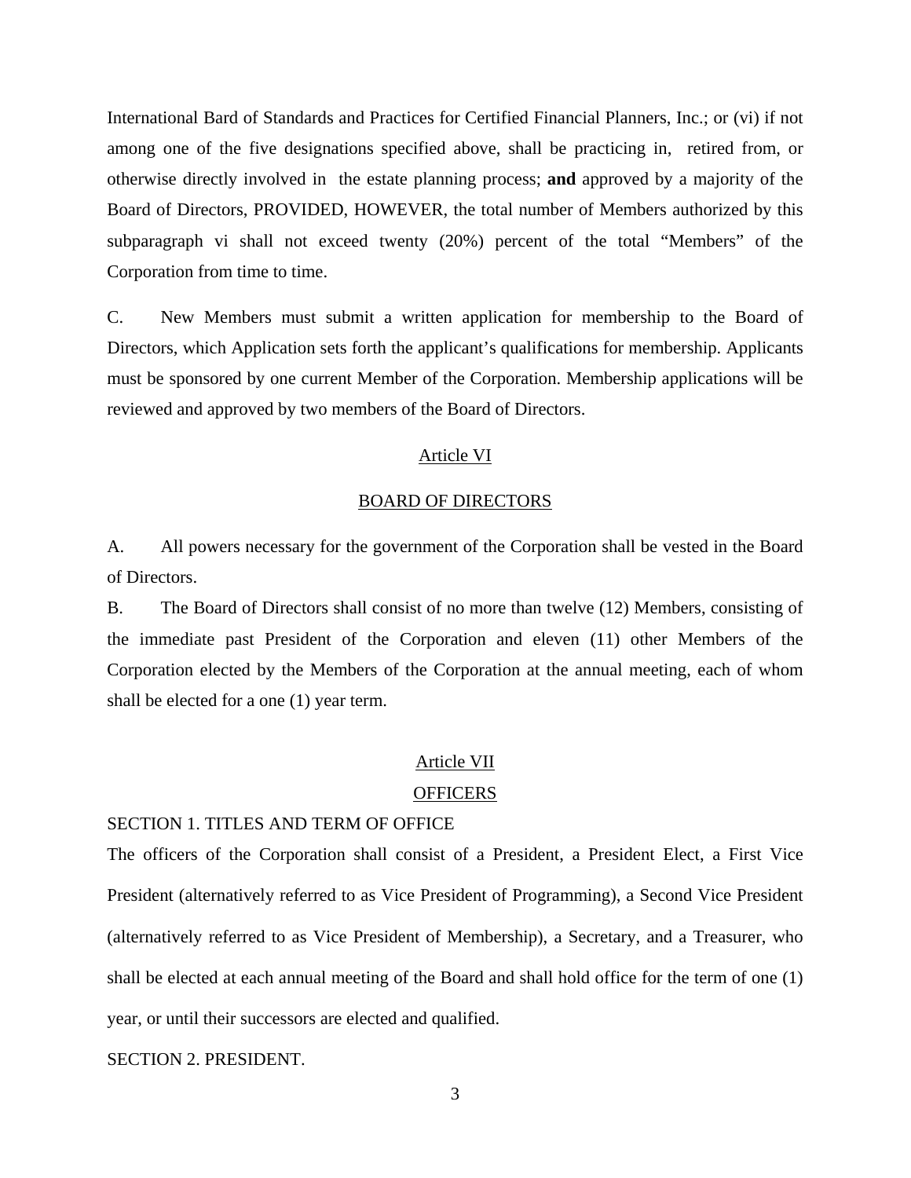International Bard of Standards and Practices for Certified Financial Planners, Inc.; or (vi) if not among one of the five designations specified above, shall be practicing in, retired from, or otherwise directly involved in the estate planning process; **and** approved by a majority of the Board of Directors, PROVIDED, HOWEVER, the total number of Members authorized by this subparagraph vi shall not exceed twenty (20%) percent of the total "Members" of the Corporation from time to time.

C. New Members must submit a written application for membership to the Board of Directors, which Application sets forth the applicant's qualifications for membership. Applicants must be sponsored by one current Member of the Corporation. Membership applications will be reviewed and approved by two members of the Board of Directors.

## Article VI

## BOARD OF DIRECTORS

A. All powers necessary for the government of the Corporation shall be vested in the Board of Directors.

B. The Board of Directors shall consist of no more than twelve (12) Members, consisting of the immediate past President of the Corporation and eleven (11) other Members of the Corporation elected by the Members of the Corporation at the annual meeting, each of whom shall be elected for a one (1) year term.

## Article VII

## OFFICERS

### SECTION 1. TITLES AND TERM OF OFFICE

The officers of the Corporation shall consist of a President, a President Elect, a First Vice President (alternatively referred to as Vice President of Programming), a Second Vice President (alternatively referred to as Vice President of Membership), a Secretary, and a Treasurer, who shall be elected at each annual meeting of the Board and shall hold office for the term of one (1) year, or until their successors are elected and qualified.

### SECTION 2. PRESIDENT.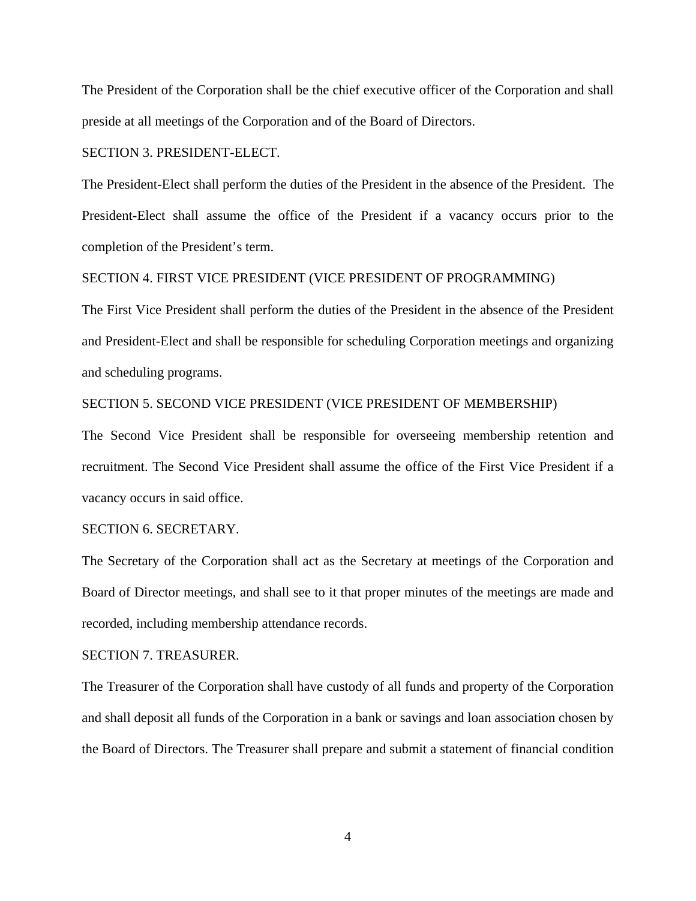The President of the Corporation shall be the chief executive officer of the Corporation and shall preside at all meetings of the Corporation and of the Board of Directors.

SECTION 3. PRESIDENT-ELECT.

The President-Elect shall perform the duties of the President in the absence of the President. The President-Elect shall assume the office of the President if a vacancy occurs prior to the completion of the President's term.

SECTION 4. FIRST VICE PRESIDENT (VICE PRESIDENT OF PROGRAMMING)

The First Vice President shall perform the duties of the President in the absence of the President and President-Elect and shall be responsible for scheduling Corporation meetings and organizing and scheduling programs.

SECTION 5. SECOND VICE PRESIDENT (VICE PRESIDENT OF MEMBERSHIP)

The Second Vice President shall be responsible for overseeing membership retention and recruitment. The Second Vice President shall assume the office of the First Vice President if a vacancy occurs in said office.

SECTION 6. SECRETARY.

The Secretary of the Corporation shall act as the Secretary at meetings of the Corporation and Board of Director meetings, and shall see to it that proper minutes of the meetings are made and recorded, including membership attendance records.

SECTION 7. TREASURER.

The Treasurer of the Corporation shall have custody of all funds and property of the Corporation and shall deposit all funds of the Corporation in a bank or savings and loan association chosen by the Board of Directors. The Treasurer shall prepare and submit a statement of financial condition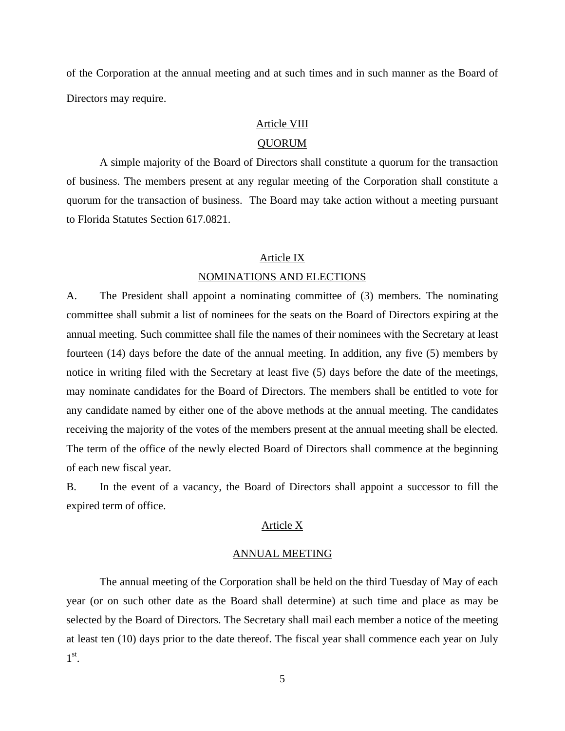of the Corporation at the annual meeting and at such times and in such manner as the Board of Directors may require.

## Article VIII

## QUORUM

A simple majority of the Board of Directors shall constitute a quorum for the transaction of business. The members present at any regular meeting of the Corporation shall constitute a quorum for the transaction of business. The Board may take action without a meeting pursuant to Florida Statutes Section 617.0821.

## Article IX

## NOMINATIONS AND ELECTIONS

A. The President shall appoint a nominating committee of (3) members. The nominating committee shall submit a list of nominees for the seats on the Board of Directors expiring at the annual meeting. Such committee shall file the names of their nominees with the Secretary at least fourteen (14) days before the date of the annual meeting. In addition, any five (5) members by notice in writing filed with the Secretary at least five (5) days before the date of the meetings, may nominate candidates for the Board of Directors. The members shall be entitled to vote for any candidate named by either one of the above methods at the annual meeting. The candidates receiving the majority of the votes of the members present at the annual meeting shall be elected. The term of the office of the newly elected Board of Directors shall commence at the beginning of each new fiscal year.

B. In the event of a vacancy, the Board of Directors shall appoint a successor to fill the expired term of office.

## Article X

## ANNUAL MEETING

The annual meeting of the Corporation shall be held on the third Tuesday of May of each year (or on such other date as the Board shall determine) at such time and place as may be selected by the Board of Directors. The Secretary shall mail each member a notice of the meeting at least ten (10) days prior to the date thereof. The fiscal year shall commence each year on July 1st.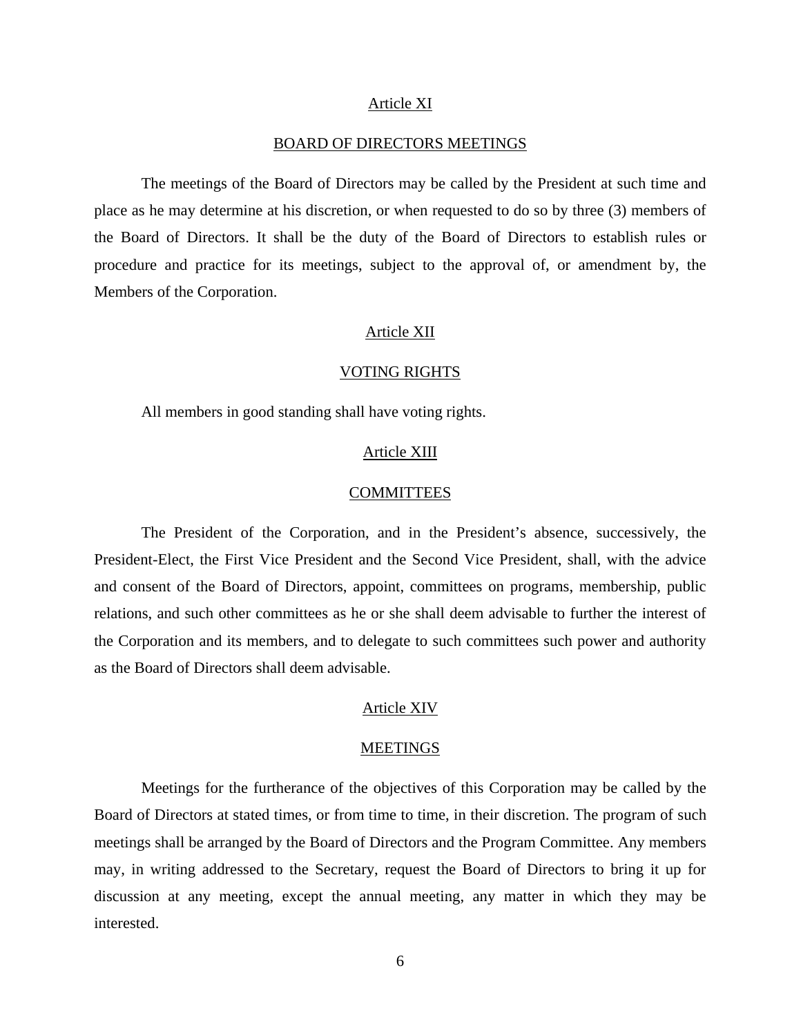## Article XI

## BOARD OF DIRECTORS MEETINGS

The meetings of the Board of Directors may be called by the President at such time and place as he may determine at his discretion, or when requested to do so by three (3) members of the Board of Directors. It shall be the duty of the Board of Directors to establish rules or procedure and practice for its meetings, subject to the approval of, or amendment by, the Members of the Corporation.

## Article XII

## VOTING RIGHTS

All members in good standing shall have voting rights.

## Article XIII

## COMMITTEES

The President of the Corporation, and in the President's absence, successively, the President-Elect, the First Vice President and the Second Vice President, shall, with the advice and consent of the Board of Directors, appoint, committees on programs, membership, public relations, and such other committees as he or she shall deem advisable to further the interest of the Corporation and its members, and to delegate to such committees such power and authority as the Board of Directors shall deem advisable.

## Article XIV

## MEETINGS

Meetings for the furtherance of the objectives of this Corporation may be called by the Board of Directors at stated times, or from time to time, in their discretion. The program of such meetings shall be arranged by the Board of Directors and the Program Committee. Any members may, in writing addressed to the Secretary, request the Board of Directors to bring it up for discussion at any meeting, except the annual meeting, any matter in which they may be interested.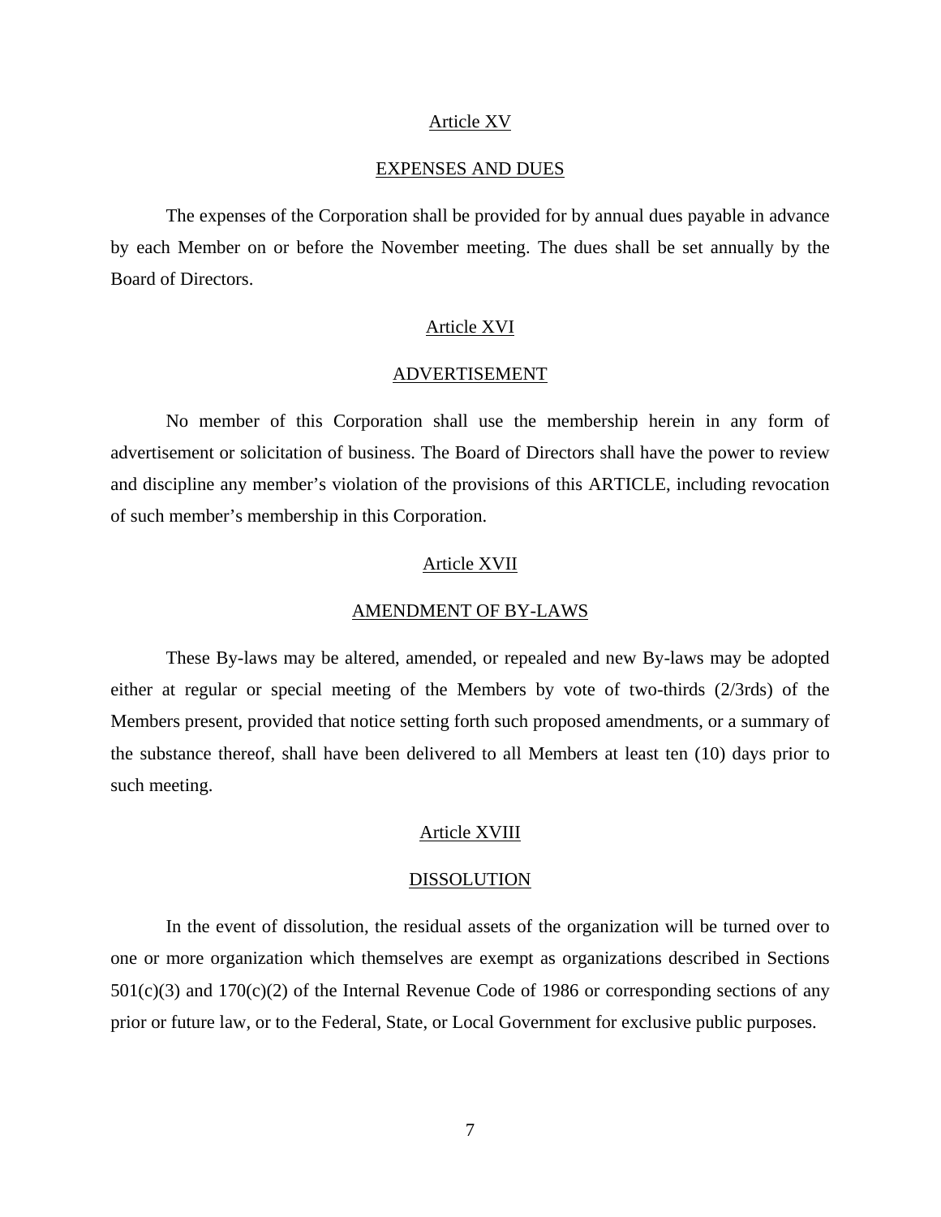## Article XV

## EXPENSES AND DUES

The expenses of the Corporation shall be provided for by annual dues payable in advance by each Member on or before the November meeting. The dues shall be set annually by the Board of Directors.

## Article XVI

## ADVERTISEMENT

No member of this Corporation shall use the membership herein in any form of advertisement or solicitation of business. The Board of Directors shall have the power to review and discipline any member's violation of the provisions of this ARTICLE, including revocation of such member's membership in this Corporation.

## Article XVII

## AMENDMENT OF BY-LAWS

These By-laws may be altered, amended, or repealed and new By-laws may be adopted either at regular or special meeting of the Members by vote of two-thirds (2/3rds) of the Members present, provided that notice setting forth such proposed amendments, or a summary of the substance thereof, shall have been delivered to all Members at least ten (10) days prior to such meeting.

## Article XVIII

## DISSOLUTION

In the event of dissolution, the residual assets of the organization will be turned over to one or more organization which themselves are exempt as organizations described in Sections 501(c)(3) and 170(c)(2) of the Internal Revenue Code of 1986 or corresponding sections of any prior or future law, or to the Federal, State, or Local Government for exclusive public purposes.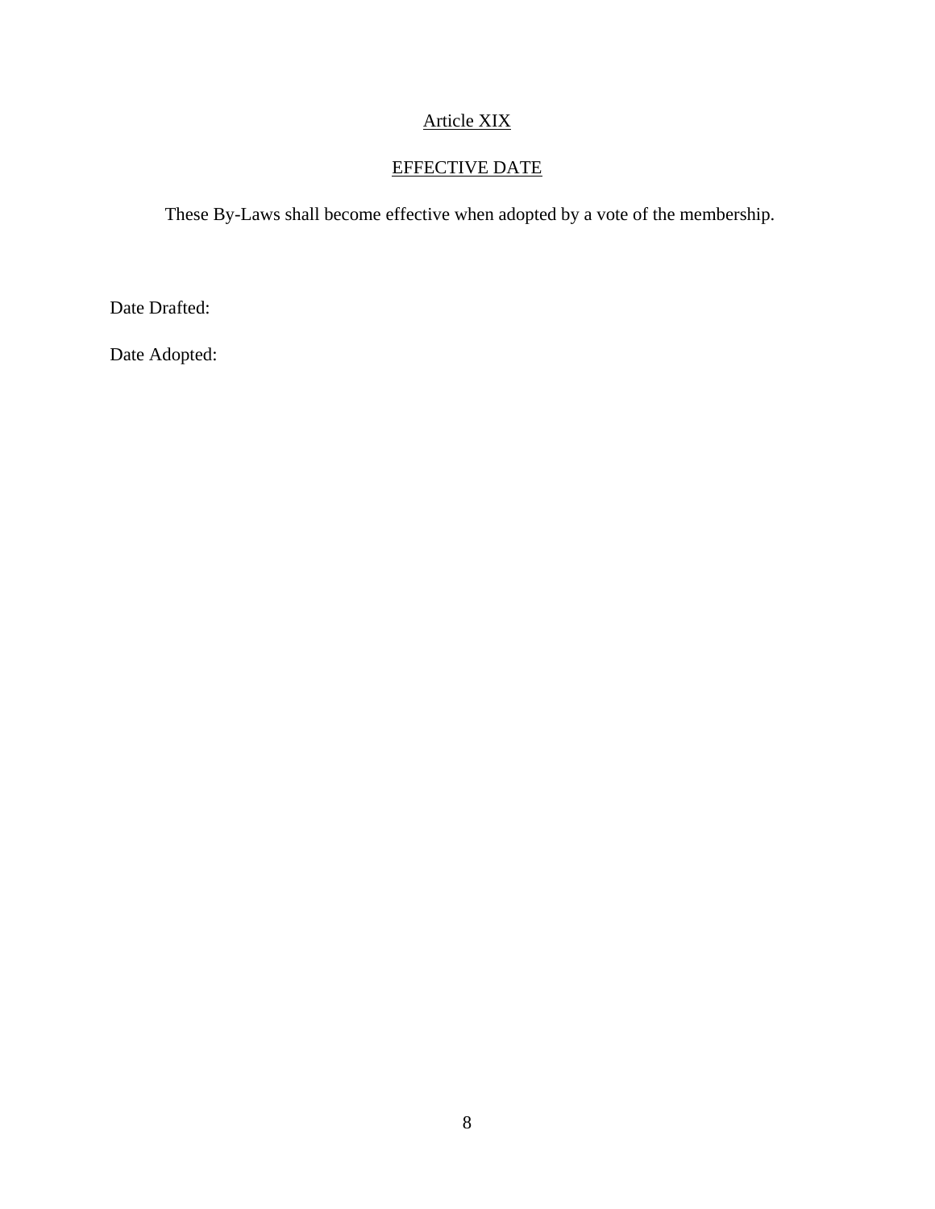## Article XIX

## EFFECTIVE DATE

These By-Laws shall become effective when adopted by a vote of the membership.

Date Drafted:

Date Adopted: